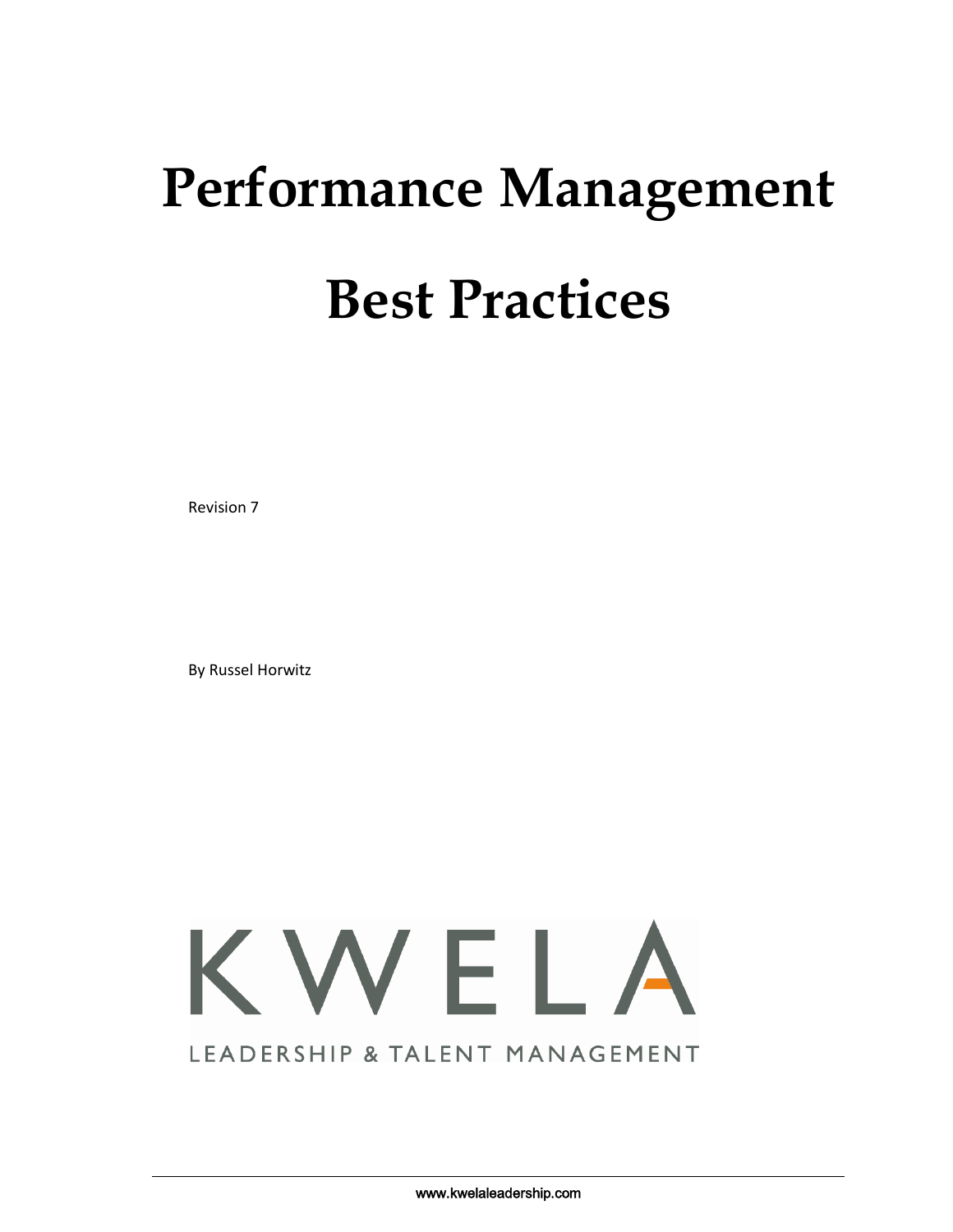# Performance Management Best Practices

Revision 7

By Russel Horwitz

KWELA

LEADERSHIP & TALENT MANAGEMENT

www.kwelaleadership.com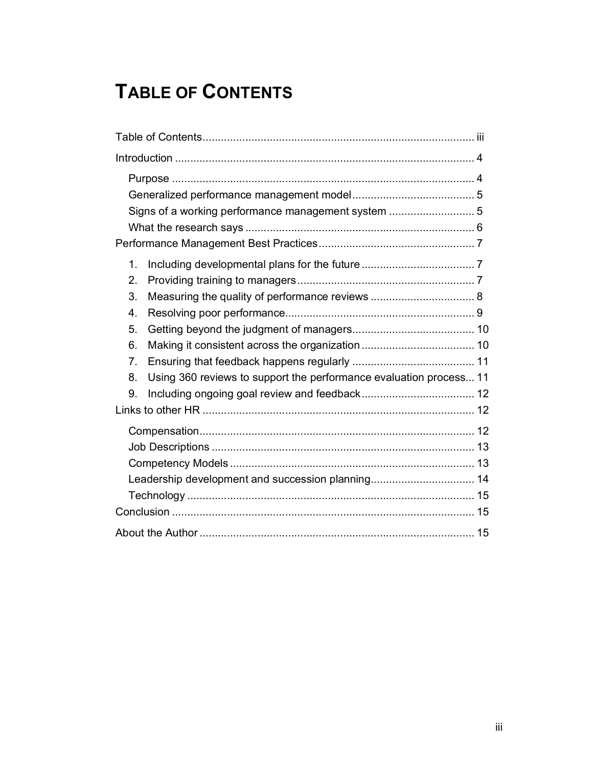# TABLE OF CONTENTS

Table of Contents ........ iii

Introduction ........ 4

- Purpose ........ 4
- Generalized performance management model ........ 5
- Signs of a working performance management system ........ 5
- What the research says ........ 6

Performance Management Best Practices ........ 7

1. Including developmental plans for the future ........ 7
2. Providing training to managers ........ 7
3. Measuring the quality of performance reviews ........ 8
4. Resolving poor performance ........ 9
5. Getting beyond the judgment of managers ........ 10
6. Making it consistent across the organization ........ 10
7. Ensuring that feedback happens regularly ........ 11
8. Using 360 reviews to support the performance evaluation process... 11
9. Including ongoing goal review and feedback ........ 12

Links to other HR ........ 12

- Compensation ........ 12
- Job Descriptions ........ 13
- Competency Models ........ 13
- Leadership development and succession planning ........ 14
- Technology ........ 15

Conclusion ........ 15

About the Author ........ 15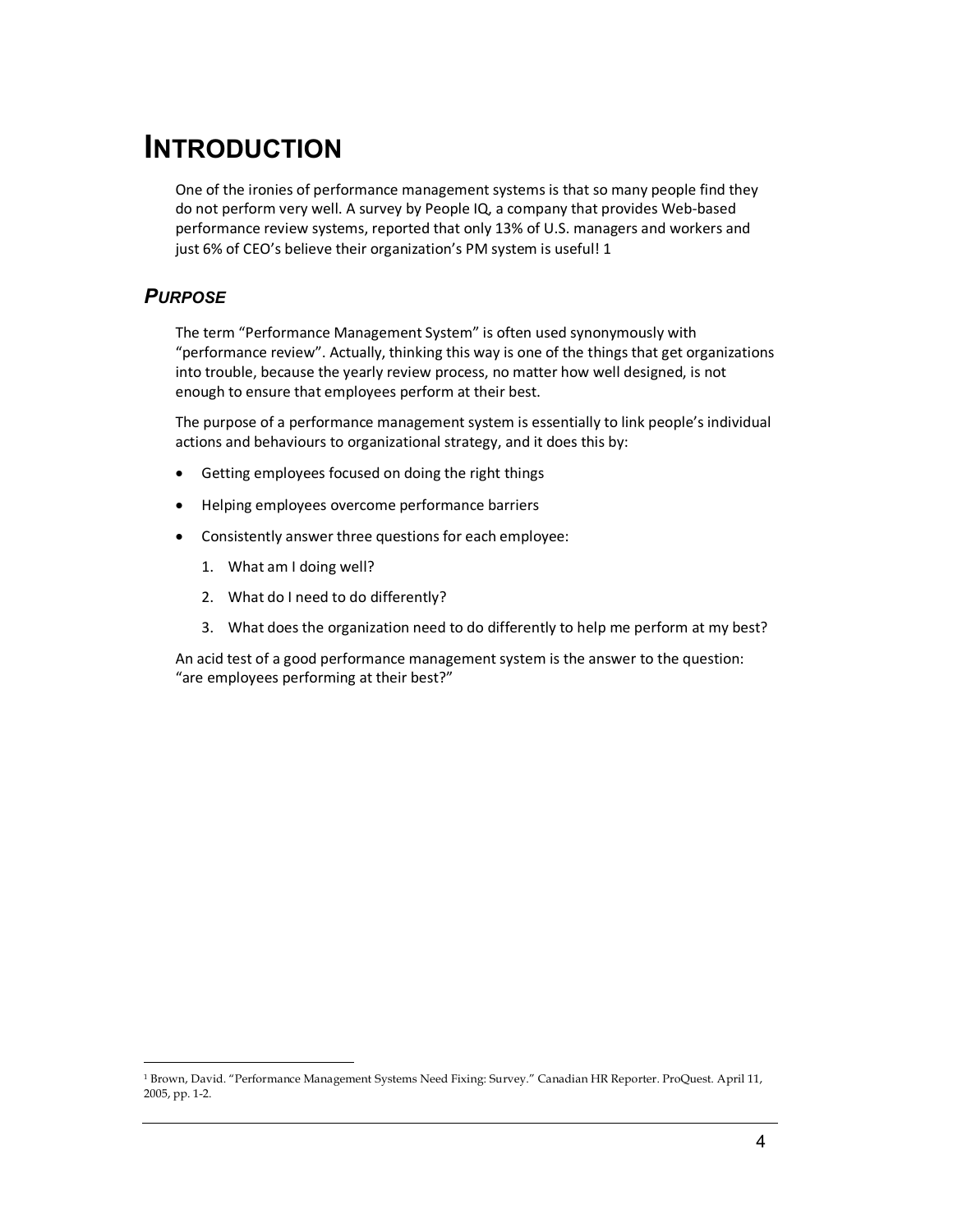# INTRODUCTION

One of the ironies of performance management systems is that so many people find they do not perform very well. A survey by People IQ, a company that provides Web-based performance review systems, reported that only 13% of U.S. managers and workers and just 6% of CEO's believe their organization's PM system is useful! 1

## *PURPOSE*

The term "Performance Management System" is often used synonymously with "performance review". Actually, thinking this way is one of the things that get organizations into trouble, because the yearly review process, no matter how well designed, is not enough to ensure that employees perform at their best.

The purpose of a performance management system is essentially to link people's individual actions and behaviours to organizational strategy, and it does this by:

- Getting employees focused on doing the right things
- Helping employees overcome performance barriers
- Consistently answer three questions for each employee:
  1. What am I doing well?
  2. What do I need to do differently?
  3. What does the organization need to do differently to help me perform at my best?

An acid test of a good performance management system is the answer to the question: "are employees performing at their best?"

[1] Brown, David. "Performance Management Systems Need Fixing: Survey." Canadian HR Reporter. ProQuest. April 11, 2005, pp. 1-2.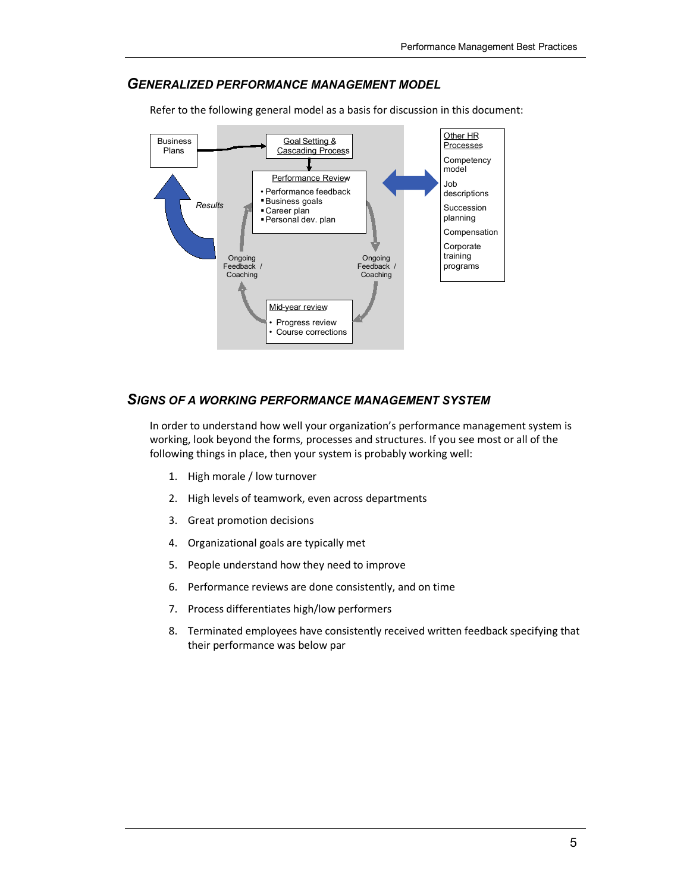## GENERALIZED PERFORMANCE MANAGEMENT MODEL

Refer to the following general model as a basis for discussion in this document:

Business Plans

Goal Setting & Cascading Process

Performance Review

- Performance feedback
- Business goals
- Career plan
- Personal dev. plan

Results

Ongoing Feedback / Coaching

Ongoing Feedback / Coaching

Mid-year review

- Progress review
- Course corrections

Other HR Processes

Competency model

Job descriptions

Succession planning

Compensation

Corporate training programs

## SIGNS OF A WORKING PERFORMANCE MANAGEMENT SYSTEM

In order to understand how well your organization's performance management system is working, look beyond the forms, processes and structures. If you see most or all of the following things in place, then your system is probably working well:

1. High morale / low turnover
2. High levels of teamwork, even across departments
3. Great promotion decisions
4. Organizational goals are typically met
5. People understand how they need to improve
6. Performance reviews are done consistently, and on time
7. Process differentiates high/low performers
8. Terminated employees have consistently received written feedback specifying that their performance was below par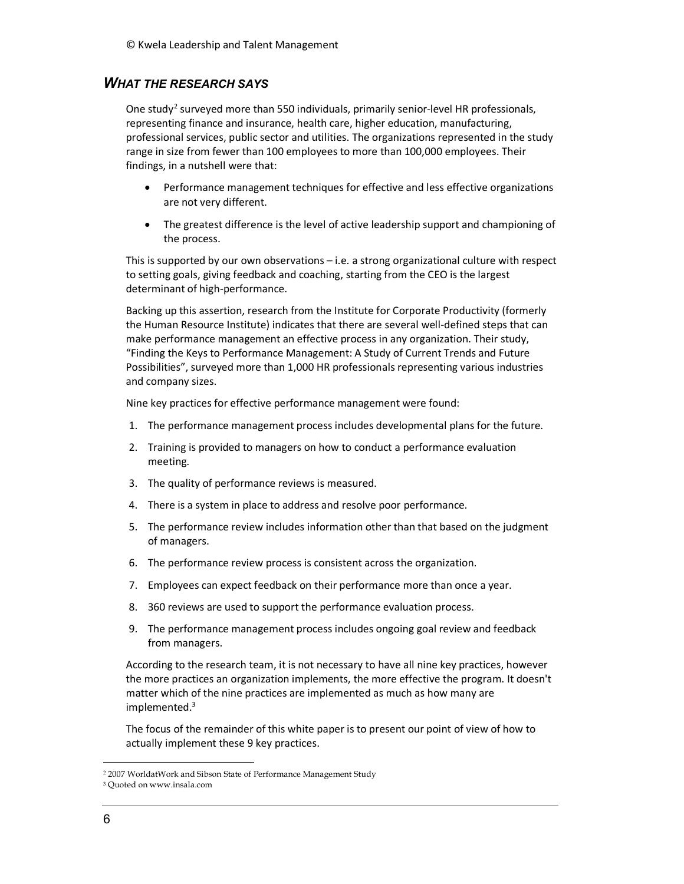## *What the research says*

One study[2] surveyed more than 550 individuals, primarily senior-level HR professionals, representing finance and insurance, health care, higher education, manufacturing, professional services, public sector and utilities. The organizations represented in the study range in size from fewer than 100 employees to more than 100,000 employees. Their findings, in a nutshell were that:

- Performance management techniques for effective and less effective organizations are not very different.
- The greatest difference is the level of active leadership support and championing of the process.

This is supported by our own observations – i.e. a strong organizational culture with respect to setting goals, giving feedback and coaching, starting from the CEO is the largest determinant of high-performance.

Backing up this assertion, research from the Institute for Corporate Productivity (formerly the Human Resource Institute) indicates that there are several well-defined steps that can make performance management an effective process in any organization. Their study, "Finding the Keys to Performance Management: A Study of Current Trends and Future Possibilities", surveyed more than 1,000 HR professionals representing various industries and company sizes.

Nine key practices for effective performance management were found:

1. The performance management process includes developmental plans for the future.
2. Training is provided to managers on how to conduct a performance evaluation meeting.
3. The quality of performance reviews is measured.
4. There is a system in place to address and resolve poor performance.
5. The performance review includes information other than that based on the judgment of managers.
6. The performance review process is consistent across the organization.
7. Employees can expect feedback on their performance more than once a year.
8. 360 reviews are used to support the performance evaluation process.
9. The performance management process includes ongoing goal review and feedback from managers.

According to the research team, it is not necessary to have all nine key practices, however the more practices an organization implements, the more effective the program. It doesn't matter which of the nine practices are implemented as much as how many are implemented.[3]

The focus of the remainder of this white paper is to present our point of view of how to actually implement these 9 key practices.

[2] 2007 WorldatWork and Sibson State of Performance Management Study

[3] Quoted on www.insala.com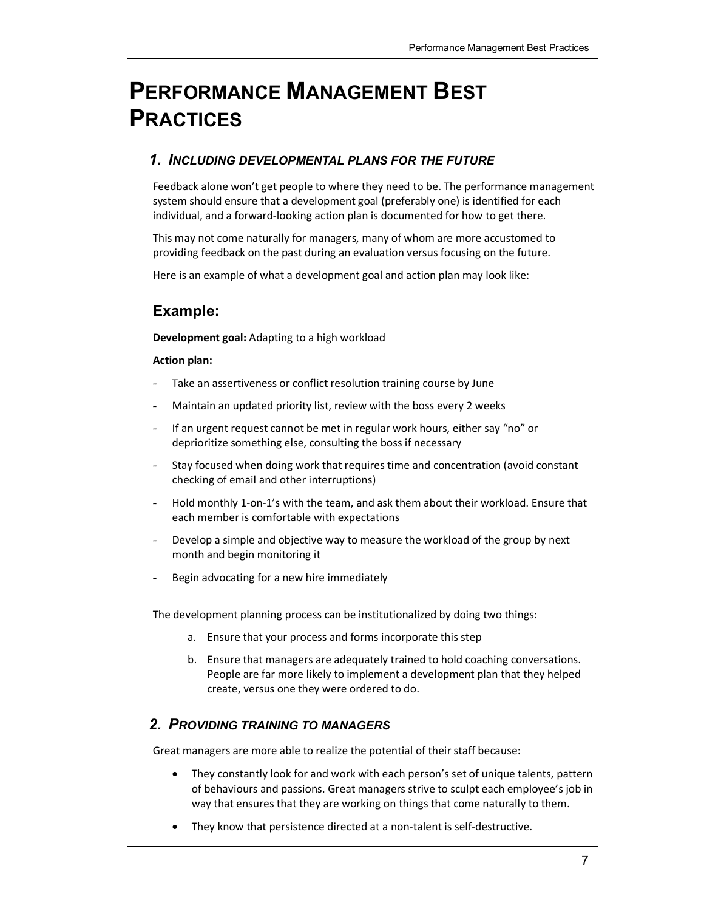# PERFORMANCE MANAGEMENT BEST PRACTICES

## *1. INCLUDING DEVELOPMENTAL PLANS FOR THE FUTURE*

Feedback alone won't get people to where they need to be. The performance management system should ensure that a development goal (preferably one) is identified for each individual, and a forward-looking action plan is documented for how to get there.

This may not come naturally for managers, many of whom are more accustomed to providing feedback on the past during an evaluation versus focusing on the future.

Here is an example of what a development goal and action plan may look like:

### Example:

**Development goal:** Adapting to a high workload

**Action plan:**

- Take an assertiveness or conflict resolution training course by June
- Maintain an updated priority list, review with the boss every 2 weeks
- If an urgent request cannot be met in regular work hours, either say "no" or deprioritize something else, consulting the boss if necessary
- Stay focused when doing work that requires time and concentration (avoid constant checking of email and other interruptions)
- Hold monthly 1-on-1's with the team, and ask them about their workload. Ensure that each member is comfortable with expectations
- Develop a simple and objective way to measure the workload of the group by next month and begin monitoring it
- Begin advocating for a new hire immediately

The development planning process can be institutionalized by doing two things:

a. Ensure that your process and forms incorporate this step
b. Ensure that managers are adequately trained to hold coaching conversations. People are far more likely to implement a development plan that they helped create, versus one they were ordered to do.

## *2. PROVIDING TRAINING TO MANAGERS*

Great managers are more able to realize the potential of their staff because:

- They constantly look for and work with each person's set of unique talents, pattern of behaviours and passions. Great managers strive to sculpt each employee's job in way that ensures that they are working on things that come naturally to them.
- They know that persistence directed at a non-talent is self-destructive.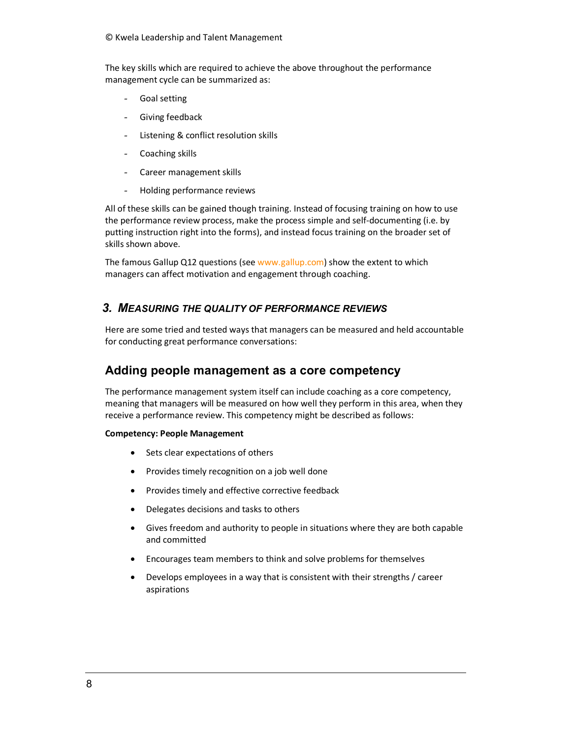The key skills which are required to achieve the above throughout the performance management cycle can be summarized as:

- Goal setting
- Giving feedback
- Listening & conflict resolution skills
- Coaching skills
- Career management skills
- Holding performance reviews

All of these skills can be gained though training. Instead of focusing training on how to use the performance review process, make the process simple and self-documenting (i.e. by putting instruction right into the forms), and instead focus training on the broader set of skills shown above.

The famous Gallup Q12 questions (see www.gallup.com) show the extent to which managers can affect motivation and engagement through coaching.

## 3. *Measuring the Quality of Performance Reviews*

Here are some tried and tested ways that managers can be measured and held accountable for conducting great performance conversations:

### Adding people management as a core competency

The performance management system itself can include coaching as a core competency, meaning that managers will be measured on how well they perform in this area, when they receive a performance review. This competency might be described as follows:

**Competency: People Management**

- Sets clear expectations of others
- Provides timely recognition on a job well done
- Provides timely and effective corrective feedback
- Delegates decisions and tasks to others
- Gives freedom and authority to people in situations where they are both capable and committed
- Encourages team members to think and solve problems for themselves
- Develops employees in a way that is consistent with their strengths / career aspirations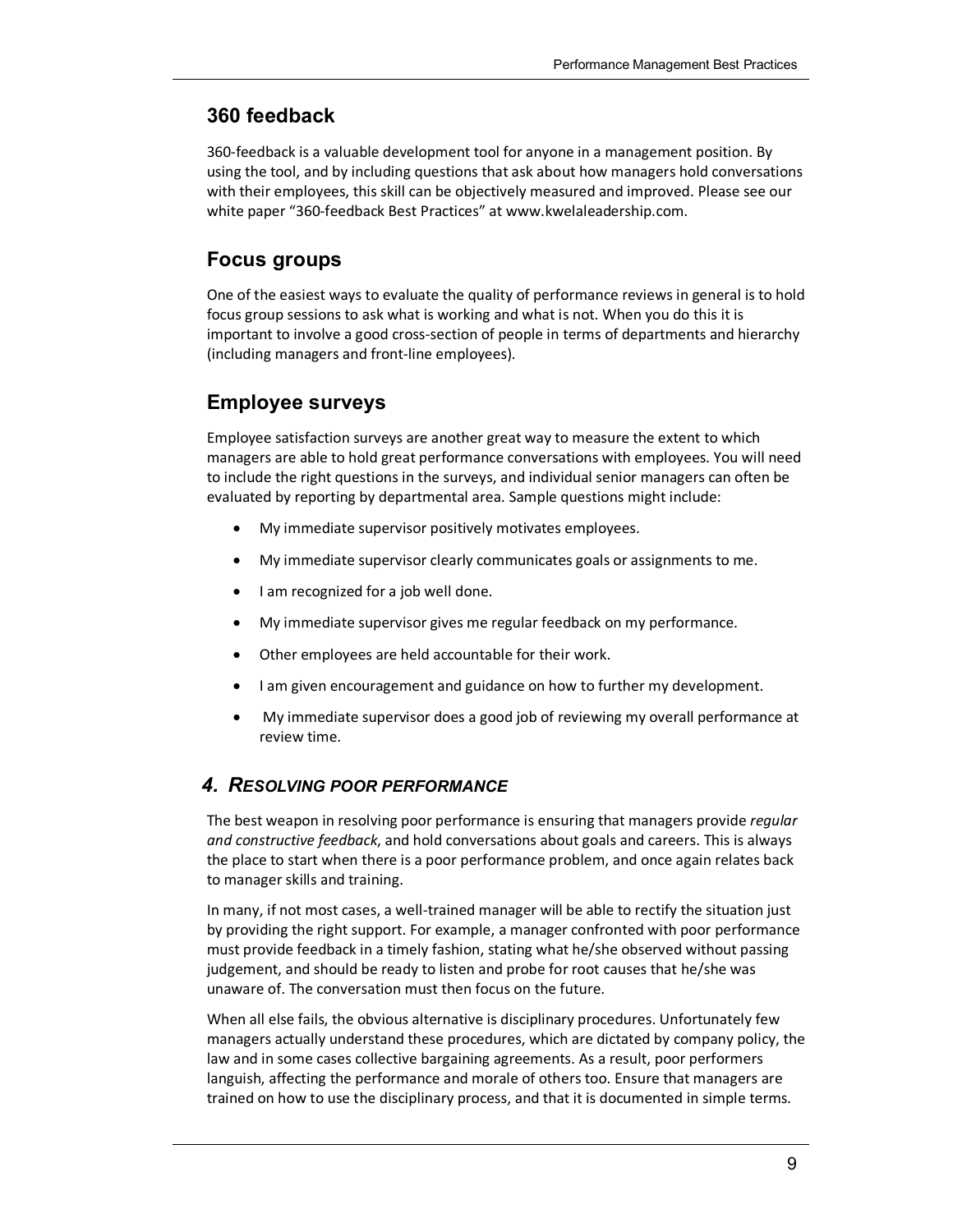## 360 feedback

360-feedback is a valuable development tool for anyone in a management position. By using the tool, and by including questions that ask about how managers hold conversations with their employees, this skill can be objectively measured and improved. Please see our white paper "360-feedback Best Practices" at www.kwelaleadership.com.

## Focus groups

One of the easiest ways to evaluate the quality of performance reviews in general is to hold focus group sessions to ask what is working and what is not. When you do this it is important to involve a good cross-section of people in terms of departments and hierarchy (including managers and front-line employees).

## Employee surveys

Employee satisfaction surveys are another great way to measure the extent to which managers are able to hold great performance conversations with employees. You will need to include the right questions in the surveys, and individual senior managers can often be evaluated by reporting by departmental area. Sample questions might include:

- My immediate supervisor positively motivates employees.
- My immediate supervisor clearly communicates goals or assignments to me.
- I am recognized for a job well done.
- My immediate supervisor gives me regular feedback on my performance.
- Other employees are held accountable for their work.
- I am given encouragement and guidance on how to further my development.
- My immediate supervisor does a good job of reviewing my overall performance at review time.

## *4. Resolving poor performance*

The best weapon in resolving poor performance is ensuring that managers provide *regular and constructive feedback*, and hold conversations about goals and careers. This is always the place to start when there is a poor performance problem, and once again relates back to manager skills and training.

In many, if not most cases, a well-trained manager will be able to rectify the situation just by providing the right support. For example, a manager confronted with poor performance must provide feedback in a timely fashion, stating what he/she observed without passing judgement, and should be ready to listen and probe for root causes that he/she was unaware of. The conversation must then focus on the future.

When all else fails, the obvious alternative is disciplinary procedures. Unfortunately few managers actually understand these procedures, which are dictated by company policy, the law and in some cases collective bargaining agreements. As a result, poor performers languish, affecting the performance and morale of others too. Ensure that managers are trained on how to use the disciplinary process, and that it is documented in simple terms.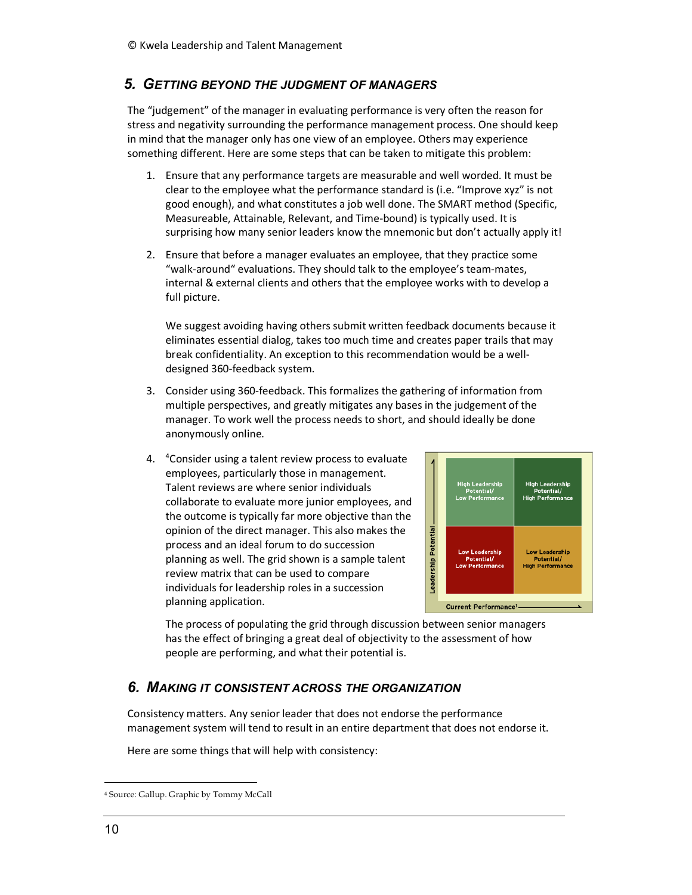© Kwela Leadership and Talent Management

## 5. Getting Beyond the Judgment of Managers

The "judgement" of the manager in evaluating performance is very often the reason for stress and negativity surrounding the performance management process. One should keep in mind that the manager only has one view of an employee. Others may experience something different. Here are some steps that can be taken to mitigate this problem:

1. Ensure that any performance targets are measurable and well worded. It must be clear to the employee what the performance standard is (i.e. "Improve xyz" is not good enough), and what constitutes a job well done. The SMART method (Specific, Measureable, Attainable, Relevant, and Time-bound) is typically used. It is surprising how many senior leaders know the mnemonic but don't actually apply it!

2. Ensure that before a manager evaluates an employee, that they practice some "walk-around" evaluations. They should talk to the employee's team-mates, internal & external clients and others that the employee works with to develop a full picture.

   We suggest avoiding having others submit written feedback documents because it eliminates essential dialog, takes too much time and creates paper trails that may break confidentiality. An exception to this recommendation would be a well-designed 360-feedback system.

3. Consider using 360-feedback. This formalizes the gathering of information from multiple perspectives, and greatly mitigates any bases in the judgement of the manager. To work well the process needs to short, and should ideally be done anonymously online.

4. [4]Consider using a talent review process to evaluate employees, particularly those in management. Talent reviews are where senior individuals collaborate to evaluate more junior employees, and the outcome is typically far more objective than the opinion of the direct manager. This also makes the process and an ideal forum to do succession planning as well. The grid shown is a sample talent review matrix that can be used to compare individuals for leadership roles in a succession planning application.

   | Leadership Potential ↑ | | |
   |---|---|---|
   | | High Leadership Potential/ Low Performance | High Leadership Potential/ High Performance |
   | | Low Leadership Potential/ Low Performance | Low Leadership Potential/ High Performance |
   | | Current Performance[1] → | |

   The process of populating the grid through discussion between senior managers has the effect of bringing a great deal of objectivity to the assessment of how people are performing, and what their potential is.

## 6. Making It Consistent Across the Organization

Consistency matters. Any senior leader that does not endorse the performance management system will tend to result in an entire department that does not endorse it.

Here are some things that will help with consistency:

[4] Source: Gallup. Graphic by Tommy McCall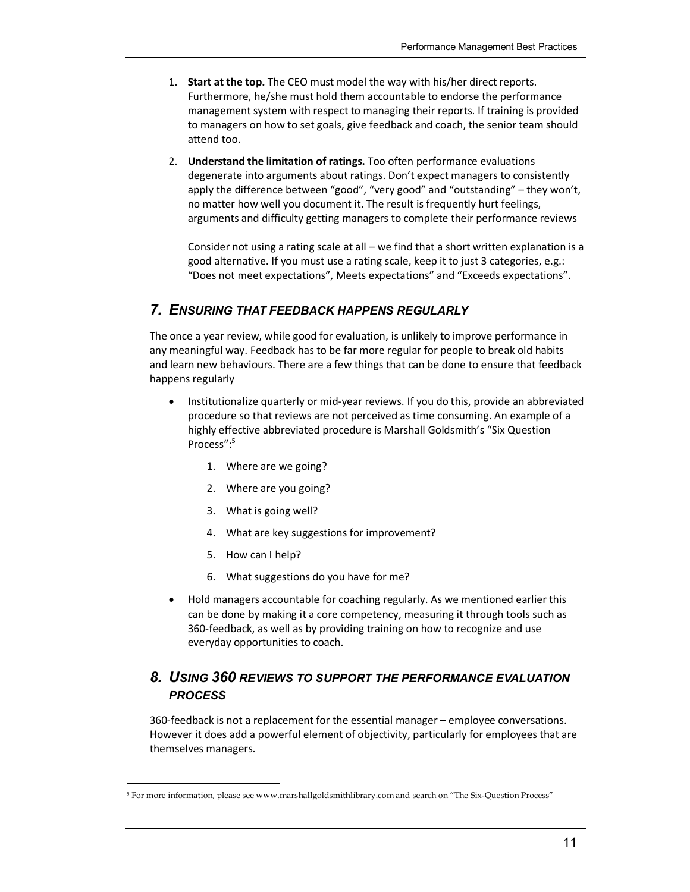1. **Start at the top.** The CEO must model the way with his/her direct reports. Furthermore, he/she must hold them accountable to endorse the performance management system with respect to managing their reports. If training is provided to managers on how to set goals, give feedback and coach, the senior team should attend too.

2. **Understand the limitation of ratings.** Too often performance evaluations degenerate into arguments about ratings. Don't expect managers to consistently apply the difference between "good", "very good" and "outstanding" – they won't, no matter how well you document it. The result is frequently hurt feelings, arguments and difficulty getting managers to complete their performance reviews

   Consider not using a rating scale at all – we find that a short written explanation is a good alternative. If you must use a rating scale, keep it to just 3 categories, e.g.: "Does not meet expectations", Meets expectations" and "Exceeds expectations".

## *7. Ensuring that feedback happens regularly*

The once a year review, while good for evaluation, is unlikely to improve performance in any meaningful way. Feedback has to be far more regular for people to break old habits and learn new behaviours. There are a few things that can be done to ensure that feedback happens regularly

- Institutionalize quarterly or mid-year reviews. If you do this, provide an abbreviated procedure so that reviews are not perceived as time consuming. An example of a highly effective abbreviated procedure is Marshall Goldsmith's "Six Question Process":[5]

  1. Where are we going?
  2. Where are you going?
  3. What is going well?
  4. What are key suggestions for improvement?
  5. How can I help?
  6. What suggestions do you have for me?

- Hold managers accountable for coaching regularly. As we mentioned earlier this can be done by making it a core competency, measuring it through tools such as 360-feedback, as well as by providing training on how to recognize and use everyday opportunities to coach.

## *8. Using 360 reviews to support the performance evaluation process*

360-feedback is not a replacement for the essential manager – employee conversations. However it does add a powerful element of objectivity, particularly for employees that are themselves managers.

[5] For more information, please see www.marshallgoldsmithlibrary.com and search on "The Six-Question Process"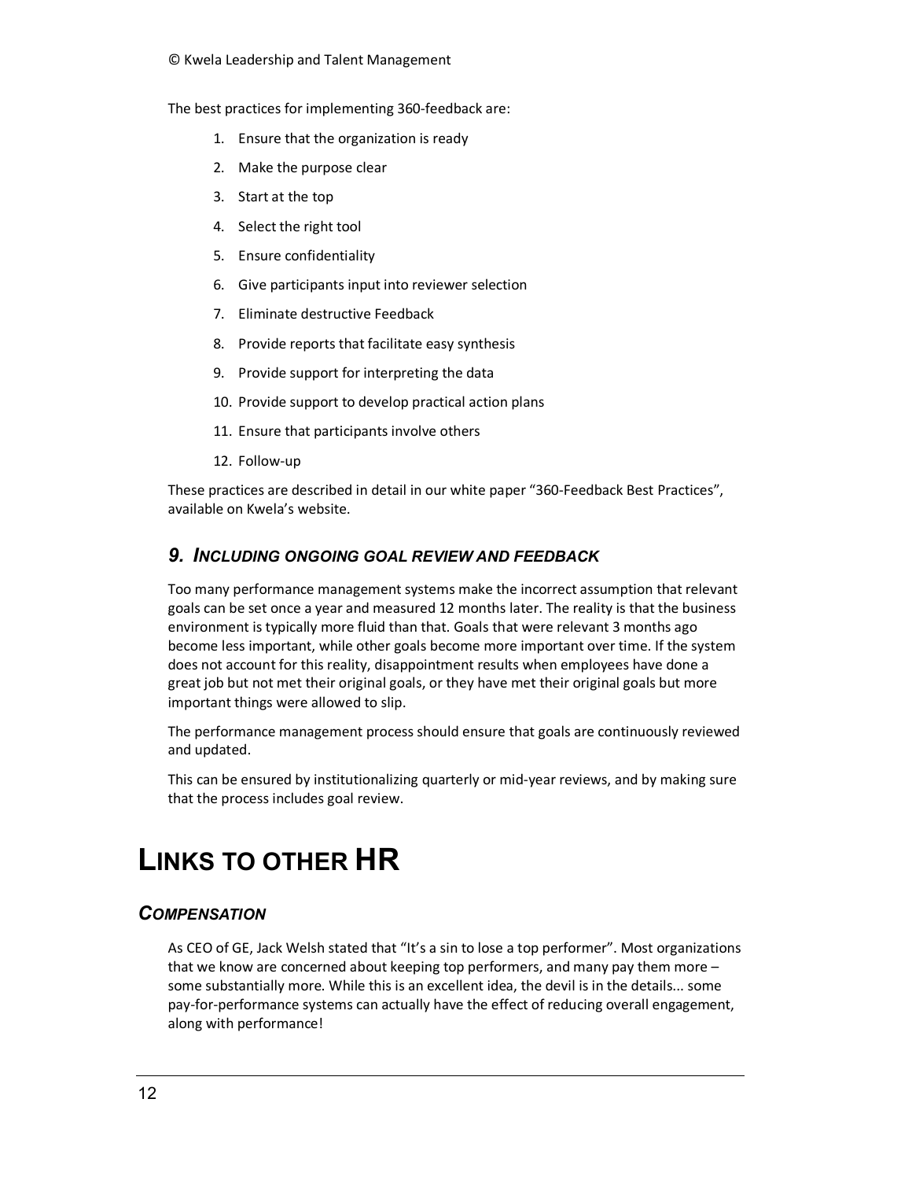The best practices for implementing 360-feedback are:

1. Ensure that the organization is ready
2. Make the purpose clear
3. Start at the top
4. Select the right tool
5. Ensure confidentiality
6. Give participants input into reviewer selection
7. Eliminate destructive Feedback
8. Provide reports that facilitate easy synthesis
9. Provide support for interpreting the data
10. Provide support to develop practical action plans
11. Ensure that participants involve others
12. Follow-up

These practices are described in detail in our white paper "360-Feedback Best Practices", available on Kwela's website.

### *9. Including ongoing goal review and feedback*

Too many performance management systems make the incorrect assumption that relevant goals can be set once a year and measured 12 months later. The reality is that the business environment is typically more fluid than that. Goals that were relevant 3 months ago become less important, while other goals become more important over time. If the system does not account for this reality, disappointment results when employees have done a great job but not met their original goals, or they have met their original goals but more important things were allowed to slip.

The performance management process should ensure that goals are continuously reviewed and updated.

This can be ensured by institutionalizing quarterly or mid-year reviews, and by making sure that the process includes goal review.

# Links to other HR

### *Compensation*

As CEO of GE, Jack Welsh stated that "It's a sin to lose a top performer". Most organizations that we know are concerned about keeping top performers, and many pay them more – some substantially more. While this is an excellent idea, the devil is in the details... some pay-for-performance systems can actually have the effect of reducing overall engagement, along with performance!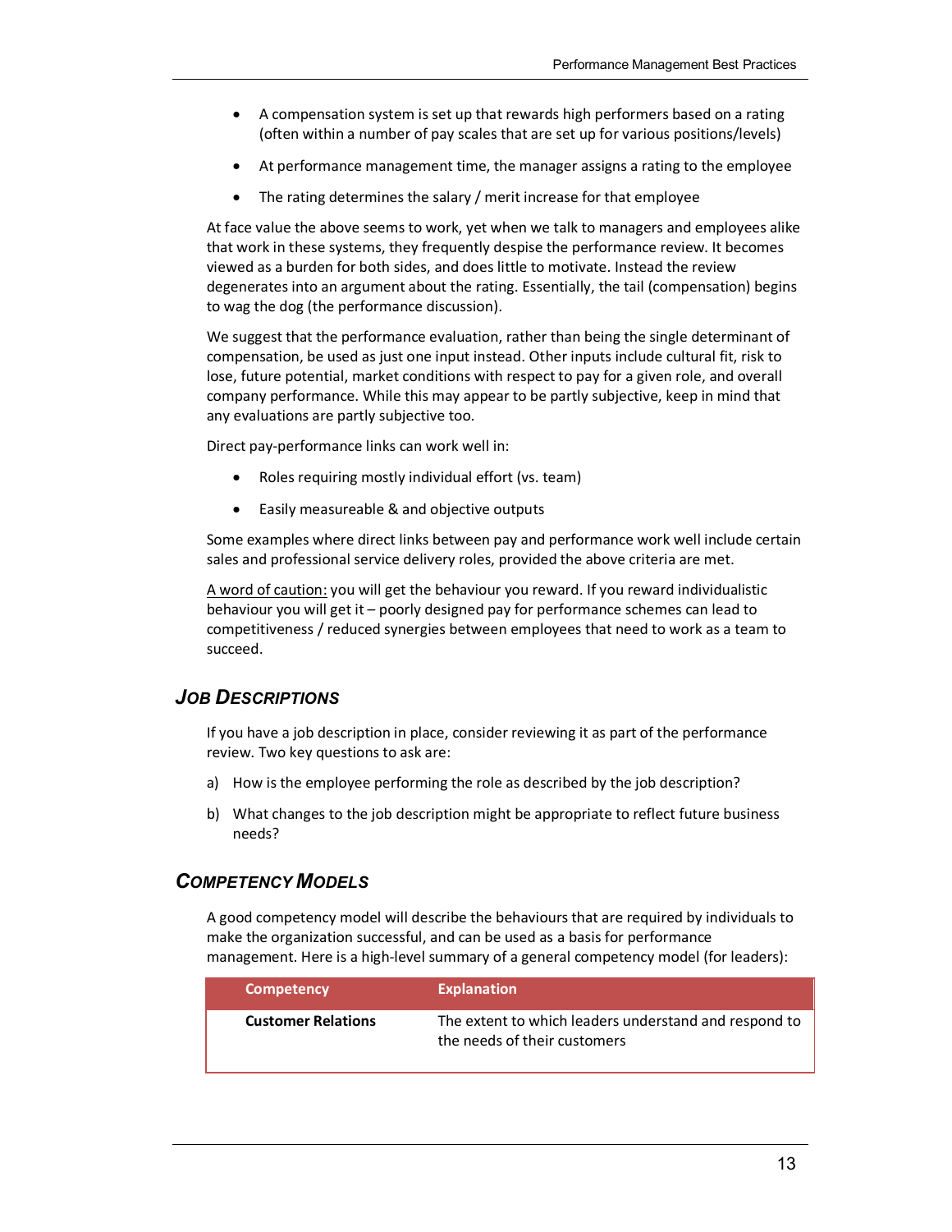- A compensation system is set up that rewards high performers based on a rating (often within a number of pay scales that are set up for various positions/levels)
- At performance management time, the manager assigns a rating to the employee
- The rating determines the salary / merit increase for that employee

At face value the above seems to work, yet when we talk to managers and employees alike that work in these systems, they frequently despise the performance review. It becomes viewed as a burden for both sides, and does little to motivate. Instead the review degenerates into an argument about the rating. Essentially, the tail (compensation) begins to wag the dog (the performance discussion).

We suggest that the performance evaluation, rather than being the single determinant of compensation, be used as just one input instead. Other inputs include cultural fit, risk to lose, future potential, market conditions with respect to pay for a given role, and overall company performance. While this may appear to be partly subjective, keep in mind that any evaluations are partly subjective too.

Direct pay-performance links can work well in:

- Roles requiring mostly individual effort (vs. team)
- Easily measureable & and objective outputs

Some examples where direct links between pay and performance work well include certain sales and professional service delivery roles, provided the above criteria are met.

<u>A word of caution:</u> you will get the behaviour you reward. If you reward individualistic behaviour you will get it – poorly designed pay for performance schemes can lead to competitiveness / reduced synergies between employees that need to work as a team to succeed.

## *Job Descriptions*

If you have a job description in place, consider reviewing it as part of the performance review. Two key questions to ask are:

a) How is the employee performing the role as described by the job description?

b) What changes to the job description might be appropriate to reflect future business needs?

## *Competency Models*

A good competency model will describe the behaviours that are required by individuals to make the organization successful, and can be used as a basis for performance management. Here is a high-level summary of a general competency model (for leaders):

| Competency | Explanation |
|---|---|
| **Customer Relations** | The extent to which leaders understand and respond to the needs of their customers |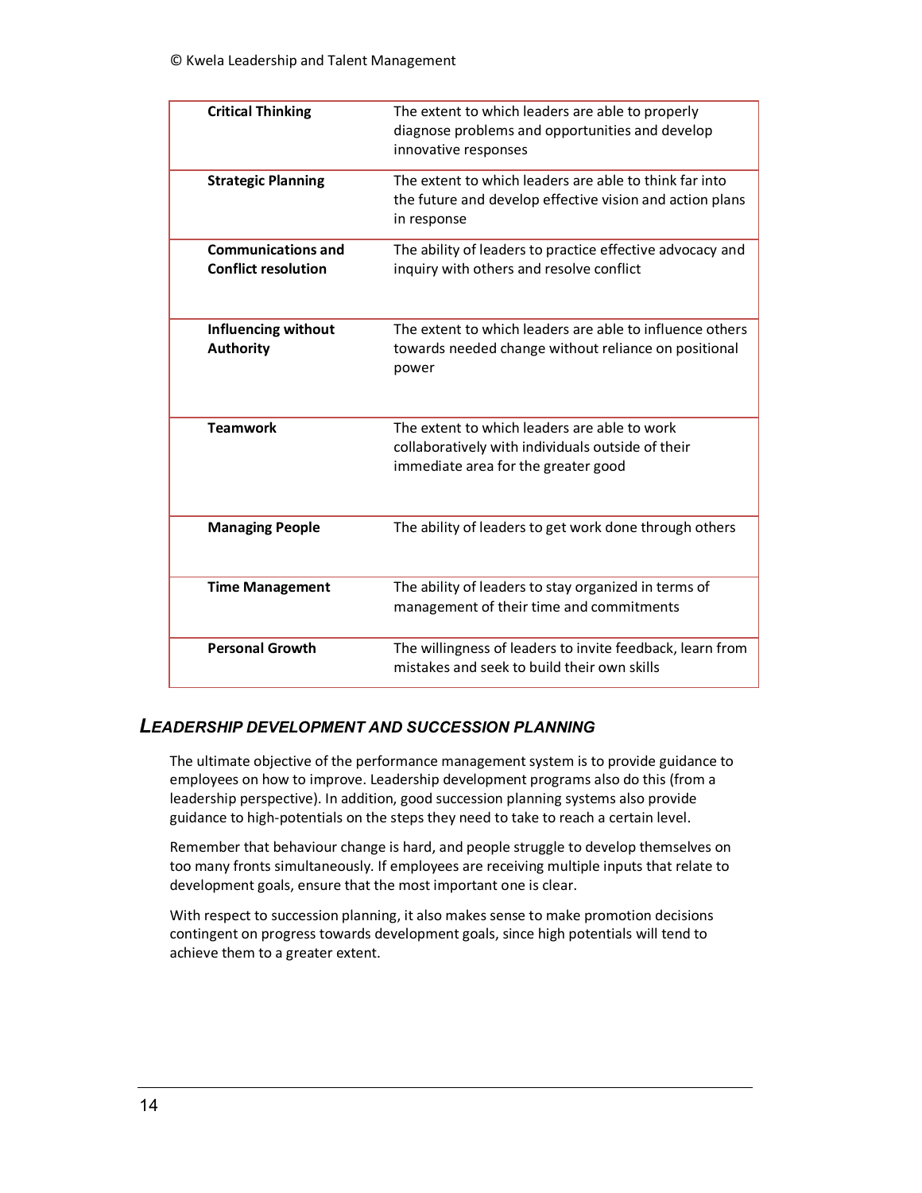| | |
|---|---|
| **Critical Thinking** | The extent to which leaders are able to properly diagnose problems and opportunities and develop innovative responses |
| **Strategic Planning** | The extent to which leaders are able to think far into the future and develop effective vision and action plans in response |
| **Communications and Conflict resolution** | The ability of leaders to practice effective advocacy and inquiry with others and resolve conflict |
| **Influencing without Authority** | The extent to which leaders are able to influence others towards needed change without reliance on positional power |
| **Teamwork** | The extent to which leaders are able to work collaboratively with individuals outside of their immediate area for the greater good |
| **Managing People** | The ability of leaders to get work done through others |
| **Time Management** | The ability of leaders to stay organized in terms of management of their time and commitments |
| **Personal Growth** | The willingness of leaders to invite feedback, learn from mistakes and seek to build their own skills |

### *LEADERSHIP DEVELOPMENT AND SUCCESSION PLANNING*

The ultimate objective of the performance management system is to provide guidance to employees on how to improve. Leadership development programs also do this (from a leadership perspective). In addition, good succession planning systems also provide guidance to high-potentials on the steps they need to take to reach a certain level.

Remember that behaviour change is hard, and people struggle to develop themselves on too many fronts simultaneously. If employees are receiving multiple inputs that relate to development goals, ensure that the most important one is clear.

With respect to succession planning, it also makes sense to make promotion decisions contingent on progress towards development goals, since high potentials will tend to achieve them to a greater extent.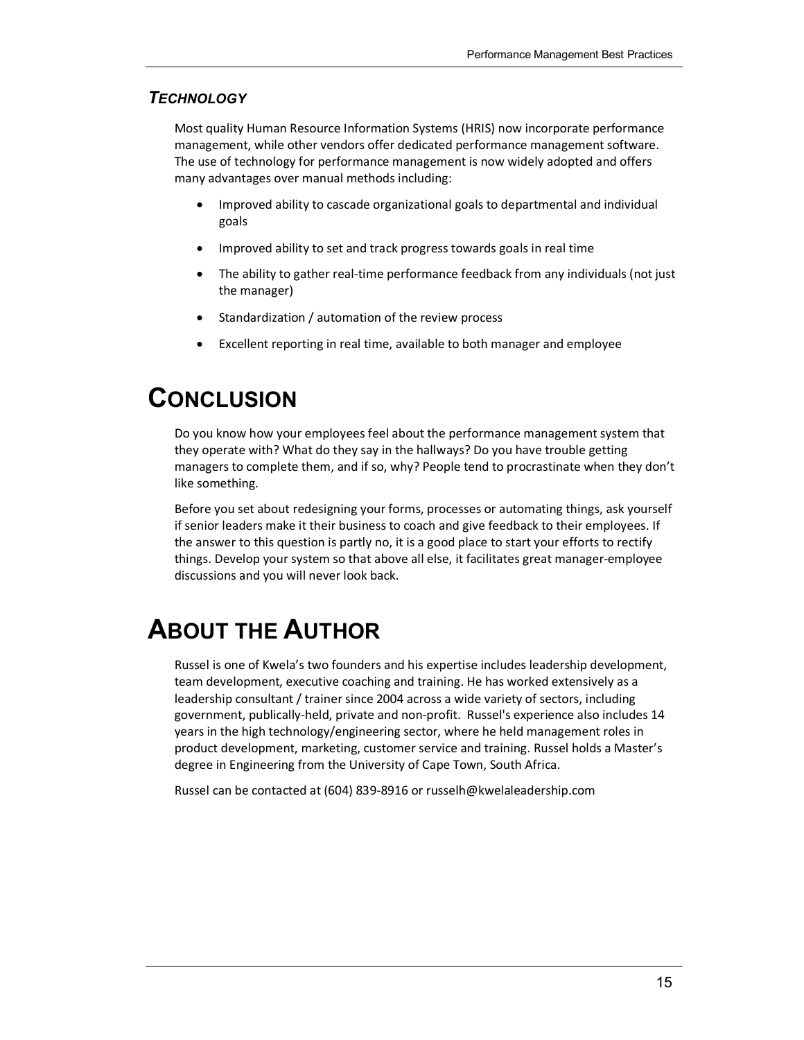### *Technology*

Most quality Human Resource Information Systems (HRIS) now incorporate performance management, while other vendors offer dedicated performance management software. The use of technology for performance management is now widely adopted and offers many advantages over manual methods including:

- Improved ability to cascade organizational goals to departmental and individual goals
- Improved ability to set and track progress towards goals in real time
- The ability to gather real-time performance feedback from any individuals (not just the manager)
- Standardization / automation of the review process
- Excellent reporting in real time, available to both manager and employee

# Conclusion

Do you know how your employees feel about the performance management system that they operate with? What do they say in the hallways? Do you have trouble getting managers to complete them, and if so, why? People tend to procrastinate when they don't like something.

Before you set about redesigning your forms, processes or automating things, ask yourself if senior leaders make it their business to coach and give feedback to their employees. If the answer to this question is partly no, it is a good place to start your efforts to rectify things. Develop your system so that above all else, it facilitates great manager-employee discussions and you will never look back.

# About the Author

Russel is one of Kwela's two founders and his expertise includes leadership development, team development, executive coaching and training. He has worked extensively as a leadership consultant / trainer since 2004 across a wide variety of sectors, including government, publically-held, private and non-profit. Russel's experience also includes 14 years in the high technology/engineering sector, where he held management roles in product development, marketing, customer service and training. Russel holds a Master's degree in Engineering from the University of Cape Town, South Africa.

Russel can be contacted at (604) 839-8916 or russelh@kwelaleadership.com